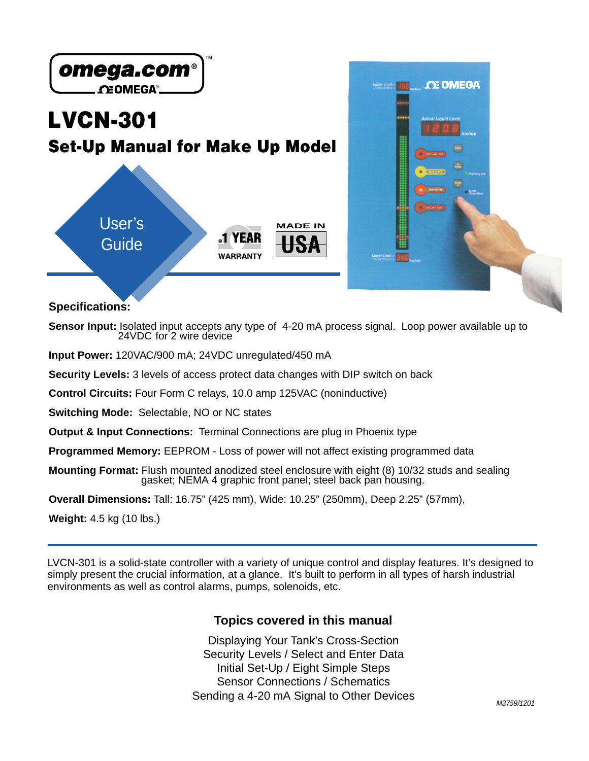omega.com®
OMEGA®

# LVCN-301

## Set-Up Manual for Make Up Model

User's Guide

1 YEAR WARRANTY

MADE IN USA

**Specifications:**

**Sensor Input:** Isolated input accepts any type of 4-20 mA process signal. Loop power available up to 24VDC for 2 wire device

**Input Power:** 120VAC/900 mA; 24VDC unregulated/450 mA

**Security Levels:** 3 levels of access protect data changes with DIP switch on back

**Control Circuits:** Four Form C relays, 10.0 amp 125VAC (noninductive)

**Switching Mode:** Selectable, NO or NC states

**Output & Input Connections:** Terminal Connections are plug in Phoenix type

**Programmed Memory:** EEPROM - Loss of power will not affect existing programmed data

**Mounting Format:** Flush mounted anodized steel enclosure with eight (8) 10/32 studs and sealing gasket; NEMA 4 graphic front panel; steel back pan housing.

**Overall Dimensions:** Tall: 16.75" (425 mm), Wide: 10.25" (250mm), Deep 2.25" (57mm),

**Weight:** 4.5 kg (10 lbs.)

---

LVCN-301 is a solid-state controller with a variety of unique control and display features. It's designed to simply present the crucial information, at a glance. It's built to perform in all types of harsh industrial environments as well as control alarms, pumps, solenoids, etc.

### Topics covered in this manual

Displaying Your Tank's Cross-Section
Security Levels / Select and Enter Data
Initial Set-Up / Eight Simple Steps
Sensor Connections / Schematics
Sending a 4-20 mA Signal to Other Devices

M3759/1201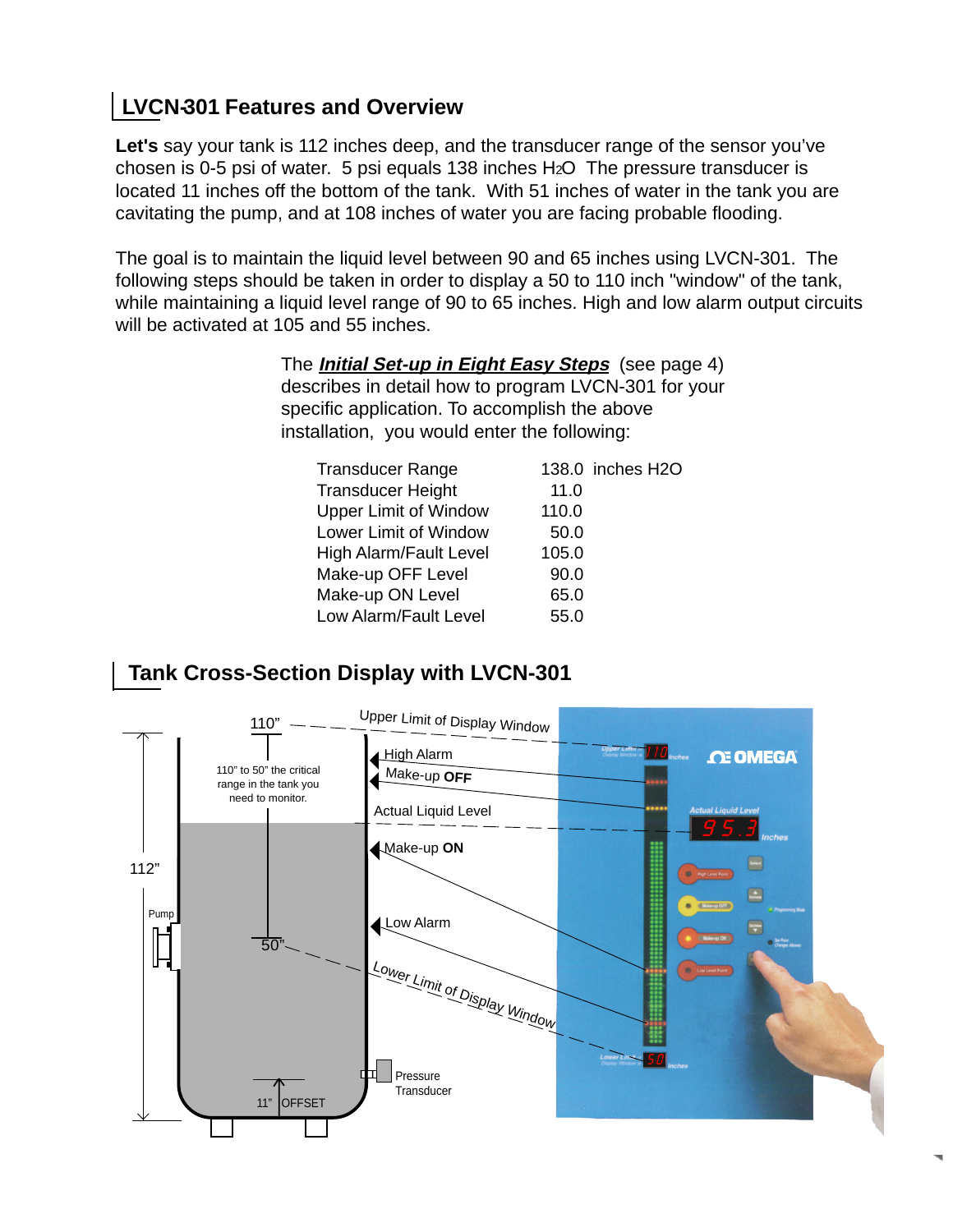## LVCN-301 Features and Overview

**Let's** say your tank is 112 inches deep, and the transducer range of the sensor you've chosen is 0-5 psi of water. 5 psi equals 138 inches $H_2O$ The pressure transducer is located 11 inches off the bottom of the tank. With 51 inches of water in the tank you are cavitating the pump, and at 108 inches of water you are facing probable flooding.

The goal is to maintain the liquid level between 90 and 65 inches using LVCN-301. The following steps should be taken in order to display a 50 to 110 inch "window" of the tank, while maintaining a liquid level range of 90 to 65 inches. High and low alarm output circuits will be activated at 105 and 55 inches.

The ***Initial Set-up in Eight Easy Steps*** (see page 4) describes in detail how to program LVCN-301 for your specific application. To accomplish the above installation, you would enter the following:

| | |
|---|---|
| Transducer Range | 138.0 inches H2O |
| Transducer Height | 11.0 |
| Upper Limit of Window | 110.0 |
| Lower Limit of Window | 50.0 |
| High Alarm/Fault Level | 105.0 |
| Make-up OFF Level | 90.0 |
| Make-up ON Level | 65.0 |
| Low Alarm/Fault Level | 55.0 |

## Tank Cross-Section Display with LVCN-301

110" — Upper Limit of Display Window

110" to 50" the critical range in the tank you need to monitor.

High Alarm

Make-up **OFF**

Actual Liquid Level

Make-up **ON**

Low Alarm

Lower Limit of Display Window — 50"

112"

Pump

Pressure Transducer

11" OFFSET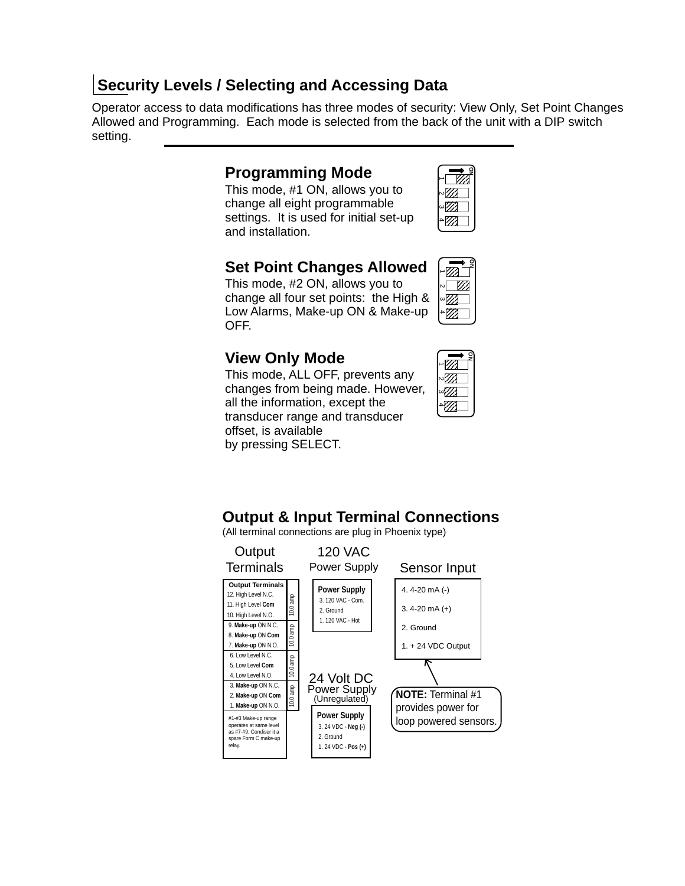## Security Levels / Selecting and Accessing Data

Operator access to data modifications has three modes of security: View Only, Set Point Changes Allowed and Programming. Each mode is selected from the back of the unit with a DIP switch setting.

### Programming Mode

This mode, #1 ON, allows you to change all eight programmable settings. It is used for initial set-up and installation.

### Set Point Changes Allowed

This mode, #2 ON, allows you to change all four set points: the High & Low Alarms, Make-up ON & Make-up OFF.

### View Only Mode

This mode, ALL OFF, prevents any changes from being made. However, all the information, except the transducer range and transducer offset, is available by pressing SELECT.

## Output & Input Terminal Connections

(All terminal connections are plug in Phoenix type)

### Output Terminals

| Output Terminals | |
|---|---|
| 12. High Level N.C. | 10.0 amp |
| 11. High Level **Com** | |
| 10. High Level N.O. | |
| 9. **Make-up** ON N.C. | 10.0 amp |
| 8. **Make-up** ON **Com** | |
| 7. **Make-up** ON N.O. | |
| 6. Low Level N.C. | 10.0 amp |
| 5. Low Level **Com** | |
| 4. Low Level N.O. | |
| 3. **Make-up** ON N.C. | 10.0 amp |
| 2. **Make-up** ON **Com** | |
| 1. **Make-up** ON N.O. | |

#1-#3 Make-up range operates at same level as #7-#9. Condiser it a spare Form C make-up relay.

### 120 VAC Power Supply

**Power Supply**
3. 120 VAC - Com.
2. Ground
1. 120 VAC - Hot

### 24 Volt DC Power Supply (Unregulated)

**Power Supply**
3. 24 VDC - **Neg (-)**
2. Ground
1. 24 VDC - **Pos (+)**

### Sensor Input

4. 4-20 mA (-)
3. 4-20 mA (+)
2. Ground
1. + 24 VDC Output

**NOTE:** Terminal #1 provides power for loop powered sensors.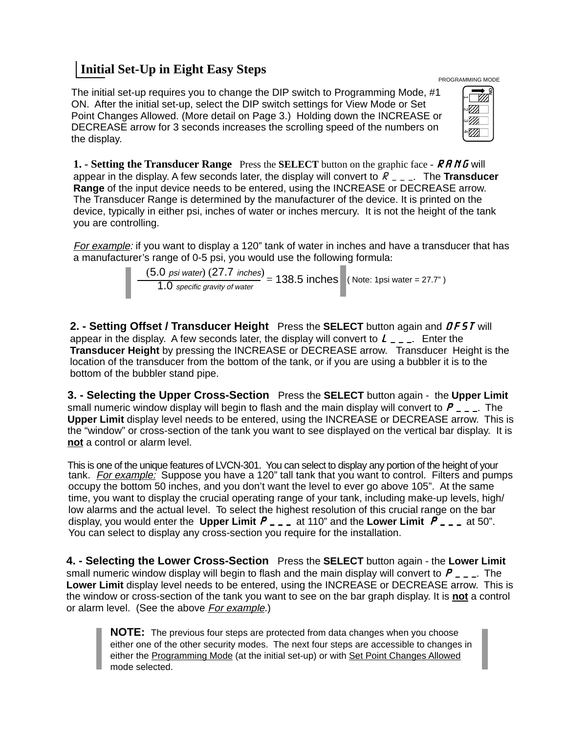## Initial Set-Up in Eight Easy Steps

PROGRAMMING MODE

The initial set-up requires you to change the DIP switch to Programming Mode, #1 ON. After the initial set-up, select the DIP switch settings for View Mode or Set Point Changes Allowed. (More detail on Page 3.) Holding down the INCREASE or DECREASE arrow for 3 seconds increases the scrolling speed of the numbers on the display.

**1. - Setting the Transducer Range** Press the **SELECT** button on the graphic face - *RANG* will appear in the display. A few seconds later, the display will convert to *R _ _ _*. The **Transducer Range** of the input device needs to be entered, using the INCREASE or DECREASE arrow. The Transducer Range is determined by the manufacturer of the device. It is printed on the device, typically in either psi, inches of water or inches mercury. It is not the height of the tank you are controlling.

*For example:* if you want to display a 120" tank of water in inches and have a transducer that has a manufacturer's range of 0-5 psi, you would use the following formula:

$$\frac{(5.0 \textit{ psi water})(27.7 \textit{ inches})}{1.0 \textit{ specific gravity of water}} = 138.5 \text{ inches}$$

( Note: 1psi water = 27.7" )

**2. - Setting Offset / Transducer Height** Press the **SELECT** button again and *OFST* will appear in the display. A few seconds later, the display will convert to *L _ _ _*. Enter the **Transducer Height** by pressing the INCREASE or DECREASE arrow. Transducer Height is the location of the transducer from the bottom of the tank, or if you are using a bubbler it is to the bottom of the bubbler stand pipe.

**3. - Selecting the Upper Cross-Section** Press the **SELECT** button again - the **Upper Limit** small numeric window display will begin to flash and the main display will convert to *P _ _ _*. The **Upper Limit** display level needs to be entered, using the INCREASE or DECREASE arrow. This is the "window" or cross-section of the tank you want to see displayed on the vertical bar display. It is **not** a control or alarm level.

This is one of the unique features of LVCN-301. You can select to display any portion of the height of your tank. *For example:* Suppose you have a 120" tall tank that you want to control. Filters and pumps occupy the bottom 50 inches, and you don't want the level to ever go above 105". At the same time, you want to display the crucial operating range of your tank, including make-up levels, high/low alarms and the actual level. To select the highest resolution of this crucial range on the bar display, you would enter the **Upper Limit** *P _ _ _* at 110" and the **Lower Limit** *P _ _ _* at 50". You can select to display any cross-section you require for the installation.

**4. - Selecting the Lower Cross-Section** Press the **SELECT** button again - the **Lower Limit** small numeric window display will begin to flash and the main display will convert to *P _ _ _*. The **Lower Limit** display level needs to be entered, using the INCREASE or DECREASE arrow. This is the window or cross-section of the tank you want to see on the bar graph display. It is **not** a control or alarm level. (See the above *For example*.)

**NOTE:** The previous four steps are protected from data changes when you choose either one of the other security modes. The next four steps are accessible to changes in either the Programming Mode (at the initial set-up) or with Set Point Changes Allowed mode selected.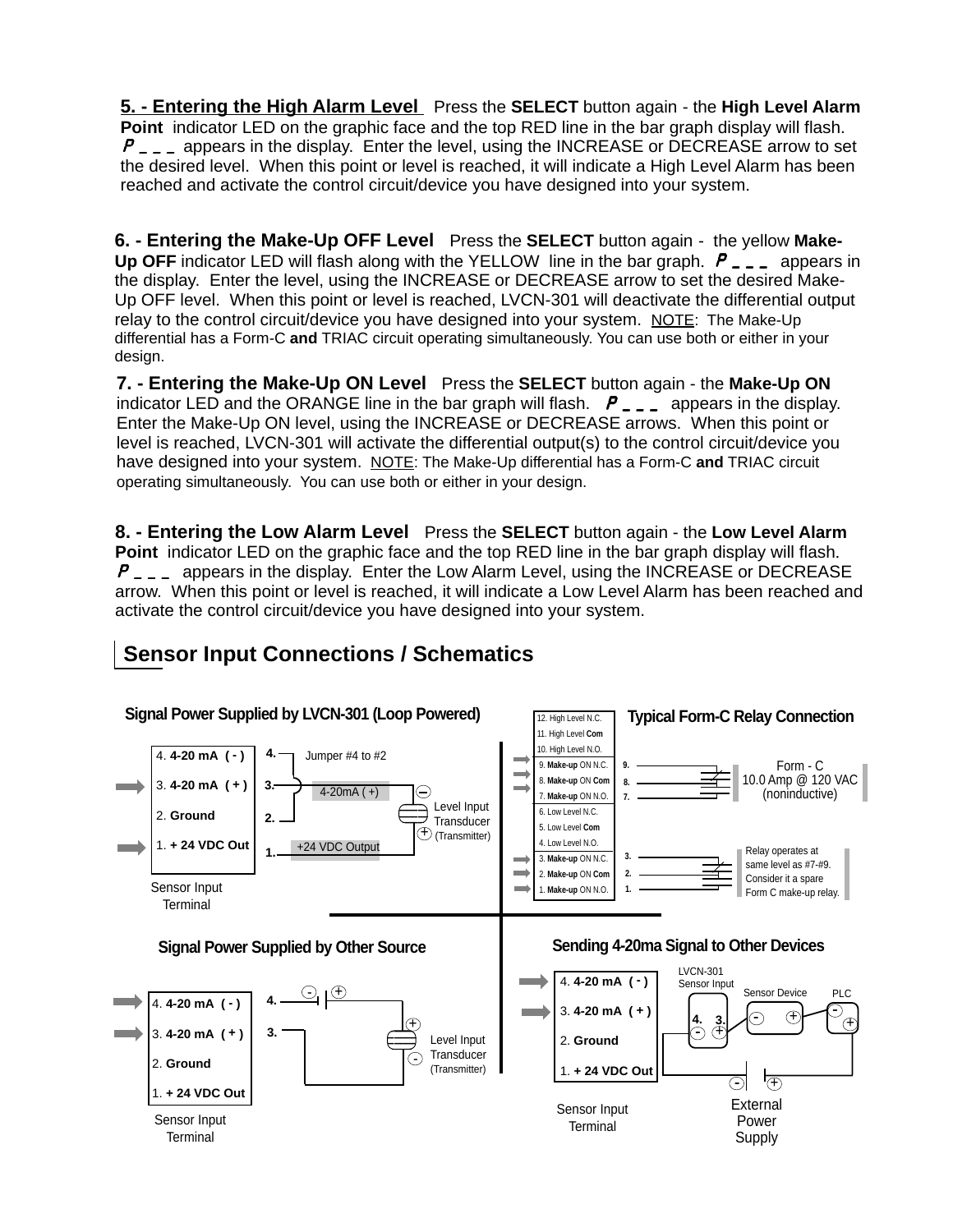**5. - Entering the High Alarm Level** Press the **SELECT** button again - the **High Level Alarm Point** indicator LED on the graphic face and the top RED line in the bar graph display will flash. P _ _ _ appears in the display. Enter the level, using the INCREASE or DECREASE arrow to set the desired level. When this point or level is reached, it will indicate a High Level Alarm has been reached and activate the control circuit/device you have designed into your system.

**6. - Entering the Make-Up OFF Level** Press the **SELECT** button again - the yellow **Make-Up OFF** indicator LED will flash along with the YELLOW line in the bar graph. P _ _ _ appears in the display. Enter the level, using the INCREASE or DECREASE arrow to set the desired Make-Up OFF level. When this point or level is reached, LVCN-301 will deactivate the differential output relay to the control circuit/device you have designed into your system. NOTE: The Make-Up differential has a Form-C **and** TRIAC circuit operating simultaneously. You can use both or either in your design.

**7. - Entering the Make-Up ON Level** Press the **SELECT** button again - the **Make-Up ON** indicator LED and the ORANGE line in the bar graph will flash. P _ _ _ appears in the display. Enter the Make-Up ON level, using the INCREASE or DECREASE arrows. When this point or level is reached, LVCN-301 will activate the differential output(s) to the control circuit/device you have designed into your system. NOTE: The Make-Up differential has a Form-C **and** TRIAC circuit operating simultaneously. You can use both or either in your design.

**8. - Entering the Low Alarm Level** Press the **SELECT** button again - the **Low Level Alarm Point** indicator LED on the graphic face and the top RED line in the bar graph display will flash. P _ _ _ appears in the display. Enter the Low Alarm Level, using the INCREASE or DECREASE arrow. When this point or level is reached, it will indicate a Low Level Alarm has been reached and activate the control circuit/device you have designed into your system.

## Sensor Input Connections / Schematics

**Signal Power Supplied by LVCN-301 (Loop Powered)**

4. **4-20 mA ( - )**
3. **4-20 mA ( + )**
2. **Ground**
1. **+ 24 VDC Out**

Jumper #4 to #2
4-20mA ( +)
+24 VDC Output
Level Input Transducer (Transmitter)

Sensor Input Terminal

**Typical Form-C Relay Connection**

12. High Level N.C.
11. High Level **Com**
10. High Level N.O.
9. **Make-up** ON N.C.
8. **Make-up** ON **Com**
7. **Make-up** ON N.O.
6. Low Level N.C.
5. Low Level **Com**
4. Low Level N.O.
3. **Make-up** ON N.C.
2. **Make-up** ON **Com**
1. **Make-up** ON N.O.

Form - C
10.0 Amp @ 120 VAC (noninductive)

Relay operates at same level as #7-#9. Consider it a spare Form C make-up relay.

**Signal Power Supplied by Other Source**

4. **4-20 mA ( - )**
3. **4-20 mA ( + )**
2. **Ground**
1. **+ 24 VDC Out**

Level Input Transducer (Transmitter)

Sensor Input Terminal

**Sending 4-20ma Signal to Other Devices**

4. **4-20 mA ( - )**
3. **4-20 mA ( + )**
2. **Ground**
1. **+ 24 VDC Out**

LVCN-301 Sensor Input
Sensor Device
PLC
External Power Supply

Sensor Input Terminal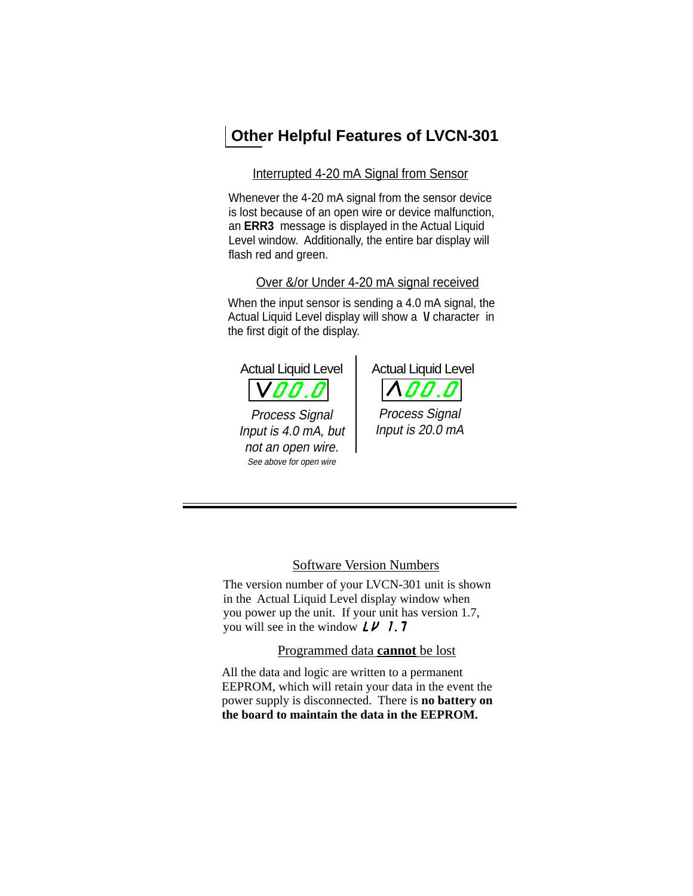# Other Helpful Features of LVCN-301

### Interrupted 4-20 mA Signal from Sensor

Whenever the 4-20 mA signal from the sensor device is lost because of an open wire or device malfunction, an **ERR3** message is displayed in the Actual Liquid Level window. Additionally, the entire bar display will flash red and green.

### Over &/or Under 4-20 mA signal received

When the input sensor is sending a 4.0 mA signal, the Actual Liquid Level display will show a V character in the first digit of the display.

| Actual Liquid Level | Actual Liquid Level |
|---|---|
| V00.0 | Λ00.0 |
| *Process Signal Input is 4.0 mA, but not an open wire.* | *Process Signal Input is 20.0 mA* |
| *See above for open wire* | |

---

### Software Version Numbers

The version number of your LVCN-301 unit is shown in the Actual Liquid Level display window when you power up the unit. If your unit has version 1.7, you will see in the window LV 1.7

### Programmed data **cannot** be lost

All the data and logic are written to a permanent EEPROM, which will retain your data in the event the power supply is disconnected. There is **no battery on the board to maintain the data in the EEPROM.**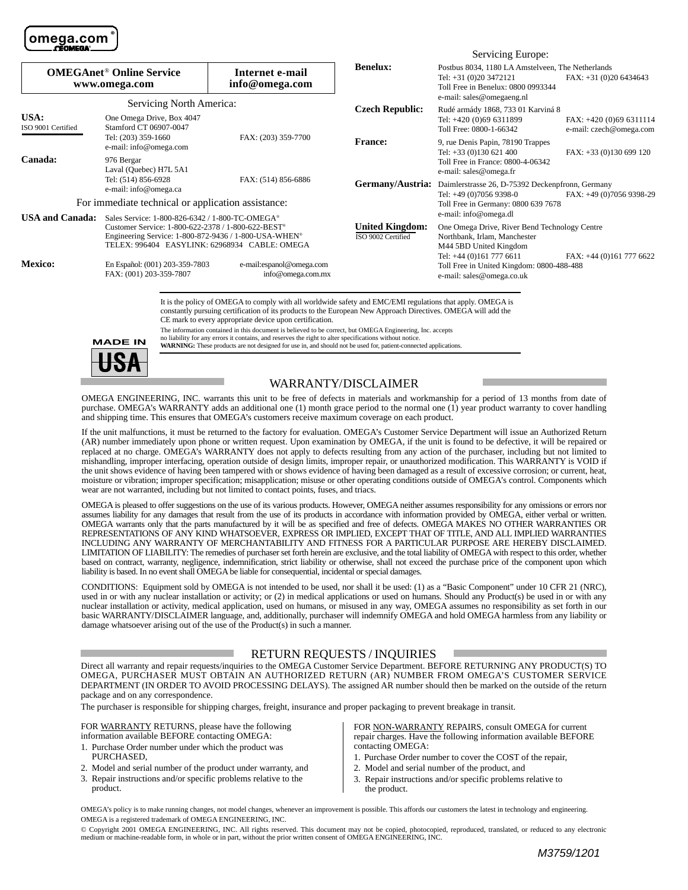omega.com® CEOMEGA

| OMEGAnet® Online Service www.omega.com | Internet e-mail info@omega.com |
|---|---|

Servicing North America:

**USA:** ISO 9001 Certified
One Omega Drive, Box 4047
Stamford CT 06907-0047
Tel: (203) 359-1660 FAX: (203) 359-7700
e-mail: info@omega.com

**Canada:**
976 Bergar
Laval (Quebec) H7L 5A1
Tel: (514) 856-6928 FAX: (514) 856-6886
e-mail: info@omega.ca

For immediate technical or application assistance:

**USA and Canada:**
Sales Service: 1-800-826-6342 / 1-800-TC-OMEGA®
Customer Service: 1-800-622-2378 / 1-800-622-BEST®
Engineering Service: 1-800-872-9436 / 1-800-USA-WHEN®
TELEX: 996404 EASYLINK: 62968934 CABLE: OMEGA

**Mexico:**
En Español: (001) 203-359-7803 e-mail:espanol@omega.com
FAX: (001) 203-359-7807 info@omega.com.mx

Servicing Europe:

**Benelux:**
Postbus 8034, 1180 LA Amstelveen, The Netherlands
Tel: +31 (0)20 3472121 FAX: +31 (0)20 6434643
Toll Free in Benelux: 0800 0993344
e-mail: sales@omegaeng.nl

**Czech Republic:**
Rudé armády 1868, 733 01 Karviná 8
Tel: +420 (0)69 6311899 FAX: +420 (0)69 6311114
Toll Free: 0800-1-66342 e-mail: czech@omega.com

**France:**
9, rue Denis Papin, 78190 Trappes
Tel: +33 (0)130 621 400 FAX: +33 (0)130 699 120
Toll Free in France: 0800-4-06342
e-mail: sales@omega.fr

**Germany/Austria:**
Daimlerstrasse 26, D-75392 Deckenpfronn, Germany
Tel: +49 (0)7056 9398-0 FAX: +49 (0)7056 9398-29
Toll Free in Germany: 0800 639 7678
e-mail: info@omega.dl

**United Kingdom:** ISO 9002 Certified
One Omega Drive, River Bend Technology Centre
Northbank, Irlam, Manchester
M44 5BD United Kingdom
Tel: +44 (0)161 777 6611 FAX: +44 (0)161 777 6622
Toll Free in United Kingdom: 0800-488-488
e-mail: sales@omega.co.uk

It is the policy of OMEGA to comply with all worldwide safety and EMC/EMI regulations that apply. OMEGA is constantly pursuing certification of its products to the European New Approach Directives. OMEGA will add the CE mark to every appropriate device upon certification.

The information contained in this document is believed to be correct, but OMEGA Engineering, Inc. accepts no liability for any errors it contains, and reserves the right to alter specifications without notice.
**WARNING:** These products are not designed for use in, and should not be used for, patient-connected applications.

MADE IN USA

## WARRANTY/DISCLAIMER

OMEGA ENGINEERING, INC. warrants this unit to be free of defects in materials and workmanship for a period of 13 months from date of purchase. OMEGA's WARRANTY adds an additional one (1) month grace period to the normal one (1) year product warranty to cover handling and shipping time. This ensures that OMEGA's customers receive maximum coverage on each product.

If the unit malfunctions, it must be returned to the factory for evaluation. OMEGA's Customer Service Department will issue an Authorized Return (AR) number immediately upon phone or written request. Upon examination by OMEGA, if the unit is found to be defective, it will be repaired or replaced at no charge. OMEGA's WARRANTY does not apply to defects resulting from any action of the purchaser, including but not limited to mishandling, improper interfacing, operation outside of design limits, improper repair, or unauthorized modification. This WARRANTY is VOID if the unit shows evidence of having been tampered with or shows evidence of having been damaged as a result of excessive corrosion; or current, heat, moisture or vibration; improper specification; misapplication; misuse or other operating conditions outside of OMEGA's control. Components which wear are not warranted, including but not limited to contact points, fuses, and triacs.

OMEGA is pleased to offer suggestions on the use of its various products. However, OMEGA neither assumes responsibility for any omissions or errors nor assumes liability for any damages that result from the use of its products in accordance with information provided by OMEGA, either verbal or written. OMEGA warrants only that the parts manufactured by it will be as specified and free of defects. OMEGA MAKES NO OTHER WARRANTIES OR REPRESENTATIONS OF ANY KIND WHATSOEVER, EXPRESS OR IMPLIED, EXCEPT THAT OF TITLE, AND ALL IMPLIED WARRANTIES INCLUDING ANY WARRANTY OF MERCHANTABILITY AND FITNESS FOR A PARTICULAR PURPOSE ARE HEREBY DISCLAIMED. LIMITATION OF LIABILITY: The remedies of purchaser set forth herein are exclusive, and the total liability of OMEGA with respect to this order, whether based on contract, warranty, negligence, indemnification, strict liability or otherwise, shall not exceed the purchase price of the component upon which liability is based. In no event shall OMEGA be liable for consequential, incidental or special damages.

CONDITIONS: Equipment sold by OMEGA is not intended to be used, nor shall it be used: (1) as a "Basic Component" under 10 CFR 21 (NRC), used in or with any nuclear installation or activity; or (2) in medical applications or used on humans. Should any Product(s) be used in or with any nuclear installation or activity, medical application, used on humans, or misused in any way, OMEGA assumes no responsibility as set forth in our basic WARRANTY/DISCLAIMER language, and, additionally, purchaser will indemnify OMEGA and hold OMEGA harmless from any liability or damage whatsoever arising out of the use of the Product(s) in such a manner.

## RETURN REQUESTS / INQUIRIES

Direct all warranty and repair requests/inquiries to the OMEGA Customer Service Department. BEFORE RETURNING ANY PRODUCT(S) TO OMEGA, PURCHASER MUST OBTAIN AN AUTHORIZED RETURN (AR) NUMBER FROM OMEGA'S CUSTOMER SERVICE DEPARTMENT (IN ORDER TO AVOID PROCESSING DELAYS). The assigned AR number should then be marked on the outside of the return package and on any correspondence.

The purchaser is responsible for shipping charges, freight, insurance and proper packaging to prevent breakage in transit.

FOR WARRANTY RETURNS, please have the following information available BEFORE contacting OMEGA:

1. Purchase Order number under which the product was PURCHASED,
2. Model and serial number of the product under warranty, and
3. Repair instructions and/or specific problems relative to the product.

FOR NON-WARRANTY REPAIRS, consult OMEGA for current repair charges. Have the following information available BEFORE contacting OMEGA:

1. Purchase Order number to cover the COST of the repair,
2. Model and serial number of the product, and
3. Repair instructions and/or specific problems relative to the product.

OMEGA's policy is to make running changes, not model changes, whenever an improvement is possible. This affords our customers the latest in technology and engineering.

OMEGA is a registered trademark of OMEGA ENGINEERING, INC.

© Copyright 2001 OMEGA ENGINEERING, INC. All rights reserved. This document may not be copied, photocopied, reproduced, translated, or reduced to any electronic medium or machine-readable form, in whole or in part, without the prior written consent of OMEGA ENGINEERING, INC.

*M3759/1201*